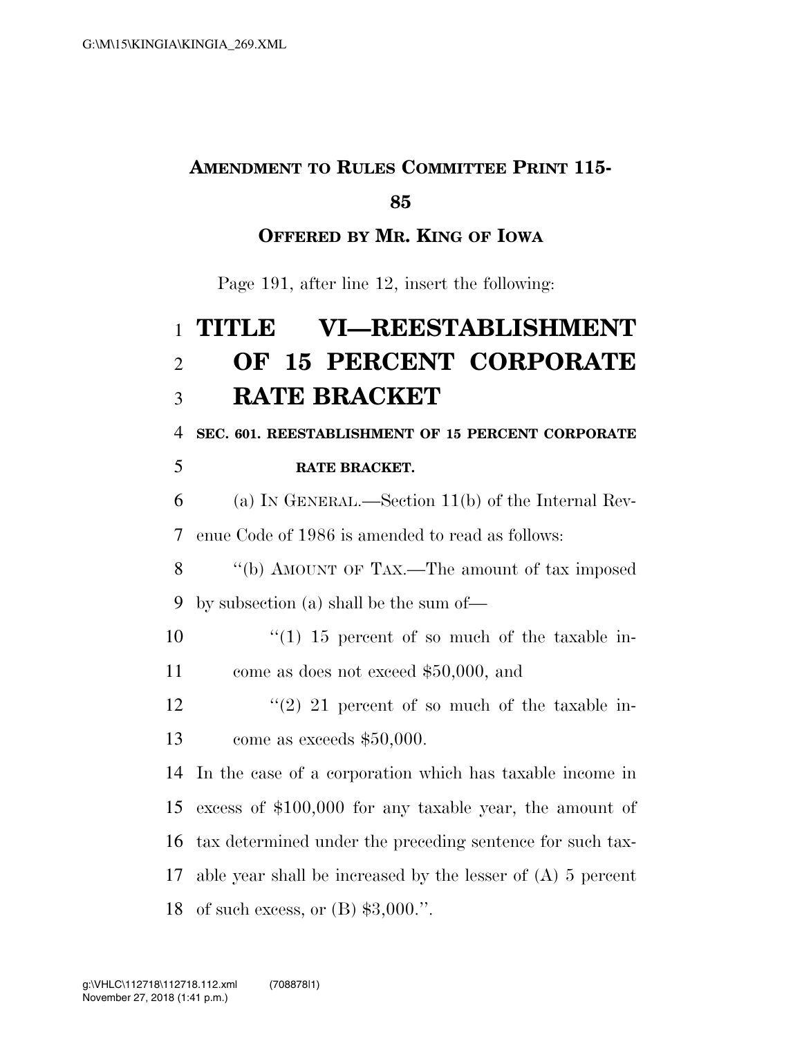**AMENDMENT TO RULES COMMITTEE PRINT 115-85**

**OFFERED BY MR. KING OF IOWA**

Page 191, after line 12, insert the following:

# TITLE VI—REESTABLISHMENT OF 15 PERCENT CORPORATE RATE BRACKET

**SEC. 601. REESTABLISHMENT OF 15 PERCENT CORPORATE RATE BRACKET.**

(a) IN GENERAL.—Section 11(b) of the Internal Revenue Code of 1986 is amended to read as follows:

"(b) AMOUNT OF TAX.—The amount of tax imposed by subsection (a) shall be the sum of—

"(1) 15 percent of so much of the taxable income as does not exceed $50,000, and

"(2) 21 percent of so much of the taxable income as exceeds $50,000.

In the case of a corporation which has taxable income in excess of $100,000 for any taxable year, the amount of tax determined under the preceding sentence for such taxable year shall be increased by the lesser of (A) 5 percent of such excess, or (B) $3,000.".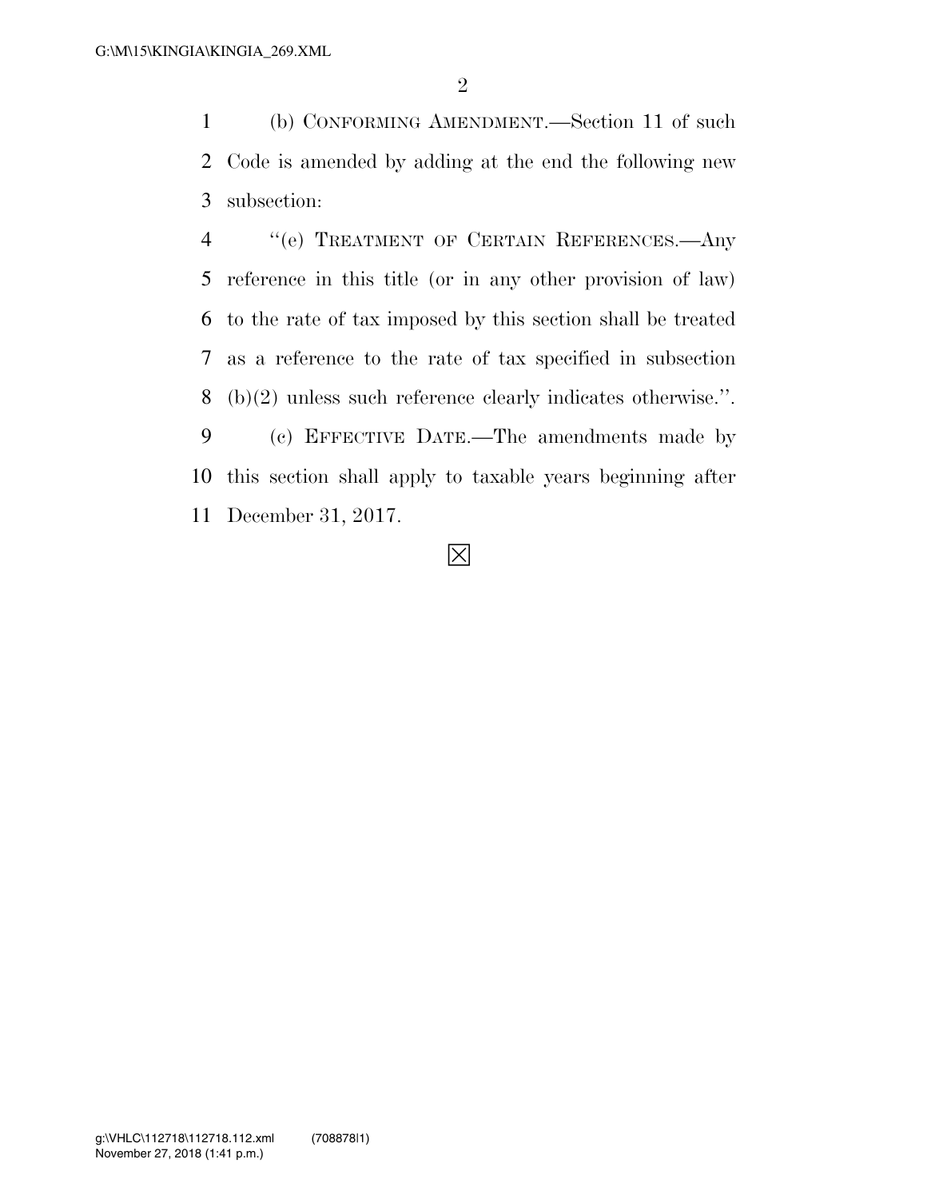(b) CONFORMING AMENDMENT.—Section 11 of such Code is amended by adding at the end the following new subsection:

"(e) TREATMENT OF CERTAIN REFERENCES.—Any reference in this title (or in any other provision of law) to the rate of tax imposed by this section shall be treated as a reference to the rate of tax specified in subsection (b)(2) unless such reference clearly indicates otherwise.".

(c) EFFECTIVE DATE.—The amendments made by this section shall apply to taxable years beginning after December 31, 2017.

☒